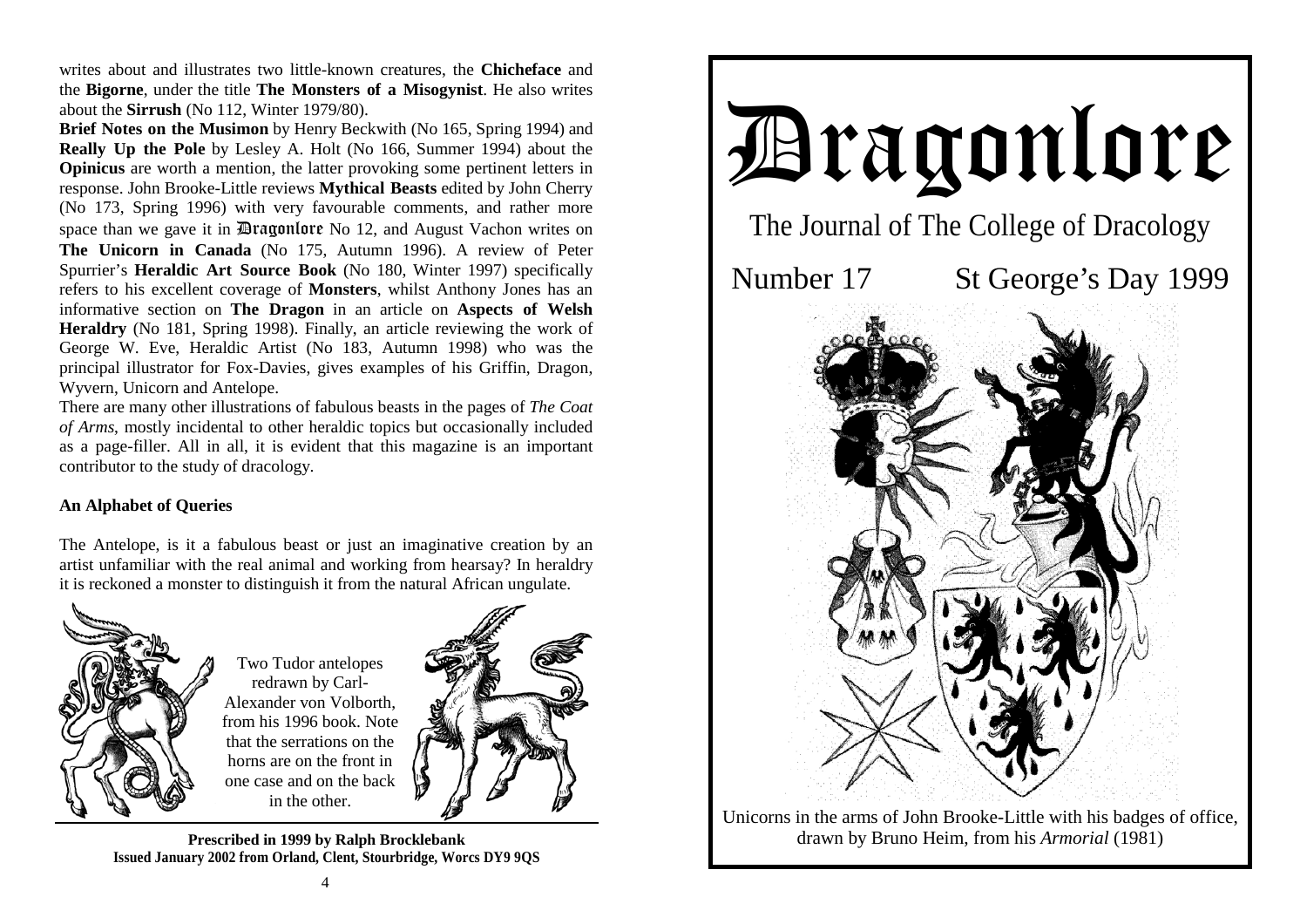writes about and illustrates two little-known creatures, the **Chicheface** and the **Bigorne**, under the title **The Monsters of a Misogynist**. He also writes about the **Sirrush** (No 112, Winter 1979/80).

**Brief Notes on the Musimon** by Henry Beckwith (No 165, Spring 1994) and **Really Up the Pole** by Lesley A. Holt (No 166, Summer 1994) about the **Opinicus** are worth a mention, the latter provoking some pertinent letters in response. John Brooke-Little reviews **Mythical Beasts** edited by John Cherry (No 173, Spring 1996) with very favourable comments, and rather more space than we gave it in **Dragonlore** No 12, and August Vachon writes on **The Unicorn in Canada** (No 175, Autumn 1996). A review of Peter Spurrier's **Heraldic Art Source Book** (No 180, Winter 1997) specifically refers to his excellent coverage of **Monsters**, whilst Anthony Jones has an informative section on **The Dragon** in an article on **Aspects of Welsh Heraldry** (No 181, Spring 1998). Finally, an article reviewing the work of George W. Eve, Heraldic Artist (No 183, Autumn 1998) who was the principal illustrator for Fox-Davies, gives examples of his Griffin, Dragon, Wyvern, Unicorn and Antelope.

There are many other illustrations of fabulous beasts in the pages of *The Coat of Arms*, mostly incidental to other heraldic topics but occasionally included as a page-filler. All in all, it is evident that this magazine is an important contributor to the study of dracology.

**An Alphabet of Queries**

The Antelope, is it a fabulous beast or just an imaginative creation by an artist unfamiliar with the real animal and working from hearsay? In heraldry it is reckoned a monster to distinguish it from the natural African ungulate.

Two Tudor antelopes redrawn by Carl-Alexander von Volborth, from his 1996 book. Note that the serrations on the horns are on the front in one case and on the back in the other.

**Prescribed in 1999 by Ralph Brocklebank**
**Issued January 2002 from Orland, Clent, Stourbridge, Worcs DY9 9QS**

# Dragonlore

The Journal of The College of Dracology

Number 17 St George's Day 1999

Unicorns in the arms of John Brooke-Little with his badges of office, drawn by Bruno Heim, from his *Armorial* (1981)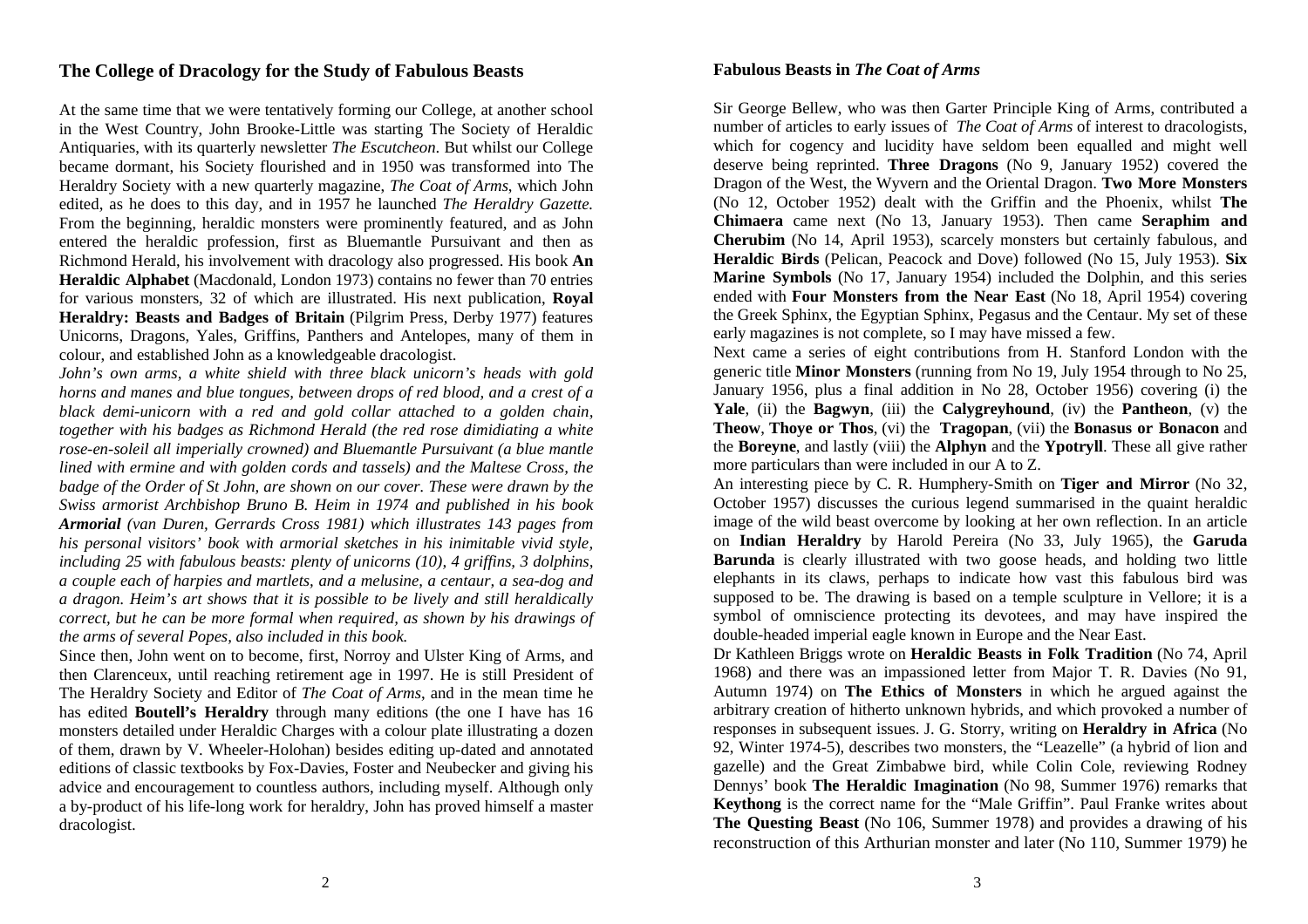## The College of Dracology for the Study of Fabulous Beasts

At the same time that we were tentatively forming our College, at another school in the West Country, John Brooke-Little was starting The Society of Heraldic Antiquaries, with its quarterly newsletter *The Escutcheon*. But whilst our College became dormant, his Society flourished and in 1950 was transformed into The Heraldry Society with a new quarterly magazine, *The Coat of Arms*, which John edited, as he does to this day, and in 1957 he launched *The Heraldry Gazette.* From the beginning, heraldic monsters were prominently featured, and as John entered the heraldic profession, first as Bluemantle Pursuivant and then as Richmond Herald, his involvement with dracology also progressed. His book **An Heraldic Alphabet** (Macdonald, London 1973) contains no fewer than 70 entries for various monsters, 32 of which are illustrated. His next publication, **Royal Heraldry: Beasts and Badges of Britain** (Pilgrim Press, Derby 1977) features Unicorns, Dragons, Yales, Griffins, Panthers and Antelopes, many of them in colour, and established John as a knowledgeable dracologist.

*John's own arms, a white shield with three black unicorn's heads with gold horns and manes and blue tongues, between drops of red blood, and a crest of a black demi-unicorn with a red and gold collar attached to a golden chain, together with his badges as Richmond Herald (the red rose dimidiating a white rose-en-soleil all imperially crowned) and Bluemantle Pursuivant (a blue mantle lined with ermine and with golden cords and tassels) and the Maltese Cross, the badge of the Order of St John, are shown on our cover. These were drawn by the Swiss armorist Archbishop Bruno B. Heim in 1974 and published in his book* ***Armorial*** *(van Duren, Gerrards Cross 1981) which illustrates 143 pages from his personal visitors' book with armorial sketches in his inimitable vivid style, including 25 with fabulous beasts: plenty of unicorns (10), 4 griffins, 3 dolphins, a couple each of harpies and martlets, and a melusine, a centaur, a sea-dog and a dragon. Heim's art shows that it is possible to be lively and still heraldically correct, but he can be more formal when required, as shown by his drawings of the arms of several Popes, also included in this book.*

Since then, John went on to become, first, Norroy and Ulster King of Arms, and then Clarenceux, until reaching retirement age in 1997. He is still President of The Heraldry Society and Editor of *The Coat of Arms*, and in the mean time he has edited **Boutell's Heraldry** through many editions (the one I have has 16 monsters detailed under Heraldic Charges with a colour plate illustrating a dozen of them, drawn by V. Wheeler-Holohan) besides editing up-dated and annotated editions of classic textbooks by Fox-Davies, Foster and Neubecker and giving his advice and encouragement to countless authors, including myself. Although only a by-product of his life-long work for heraldry, John has proved himself a master dracologist.

### Fabulous Beasts in *The Coat of Arms*

Sir George Bellew, who was then Garter Principle King of Arms, contributed a number of articles to early issues of *The Coat of Arms* of interest to dracologists, which for cogency and lucidity have seldom been equalled and might well deserve being reprinted. **Three Dragons** (No 9, January 1952) covered the Dragon of the West, the Wyvern and the Oriental Dragon. **Two More Monsters** (No 12, October 1952) dealt with the Griffin and the Phoenix, whilst **The Chimaera** came next (No 13, January 1953). Then came **Seraphim and Cherubim** (No 14, April 1953), scarcely monsters but certainly fabulous, and **Heraldic Birds** (Pelican, Peacock and Dove) followed (No 15, July 1953). **Six Marine Symbols** (No 17, January 1954) included the Dolphin, and this series ended with **Four Monsters from the Near East** (No 18, April 1954) covering the Greek Sphinx, the Egyptian Sphinx, Pegasus and the Centaur. My set of these early magazines is not complete, so I may have missed a few.

Next came a series of eight contributions from H. Stanford London with the generic title **Minor Monsters** (running from No 19, July 1954 through to No 25, January 1956, plus a final addition in No 28, October 1956) covering (i) the **Yale**, (ii) the **Bagwyn**, (iii) the **Calygreyhound**, (iv) the **Pantheon**, (v) the **Theow**, **Thoye or Thos**, (vi) the **Tragopan**, (vii) the **Bonasus or Bonacon** and the **Boreyne**, and lastly (viii) the **Alphyn** and the **Ypotryll**. These all give rather more particulars than were included in our A to Z.

An interesting piece by C. R. Humphery-Smith on **Tiger and Mirror** (No 32, October 1957) discusses the curious legend summarised in the quaint heraldic image of the wild beast overcome by looking at her own reflection. In an article on **Indian Heraldry** by Harold Pereira (No 33, July 1965), the **Garuda Barunda** is clearly illustrated with two goose heads, and holding two little elephants in its claws, perhaps to indicate how vast this fabulous bird was supposed to be. The drawing is based on a temple sculpture in Vellore; it is a symbol of omniscience protecting its devotees, and may have inspired the double-headed imperial eagle known in Europe and the Near East.

Dr Kathleen Briggs wrote on **Heraldic Beasts in Folk Tradition** (No 74, April 1968) and there was an impassioned letter from Major T. R. Davies (No 91, Autumn 1974) on **The Ethics of Monsters** in which he argued against the arbitrary creation of hitherto unknown hybrids, and which provoked a number of responses in subsequent issues. J. G. Storry, writing on **Heraldry in Africa** (No 92, Winter 1974-5), describes two monsters, the "Leazelle" (a hybrid of lion and gazelle) and the Great Zimbabwe bird, while Colin Cole, reviewing Rodney Dennys' book **The Heraldic Imagination** (No 98, Summer 1976) remarks that **Keythong** is the correct name for the "Male Griffin". Paul Franke writes about **The Questing Beast** (No 106, Summer 1978) and provides a drawing of his reconstruction of this Arthurian monster and later (No 110, Summer 1979) he